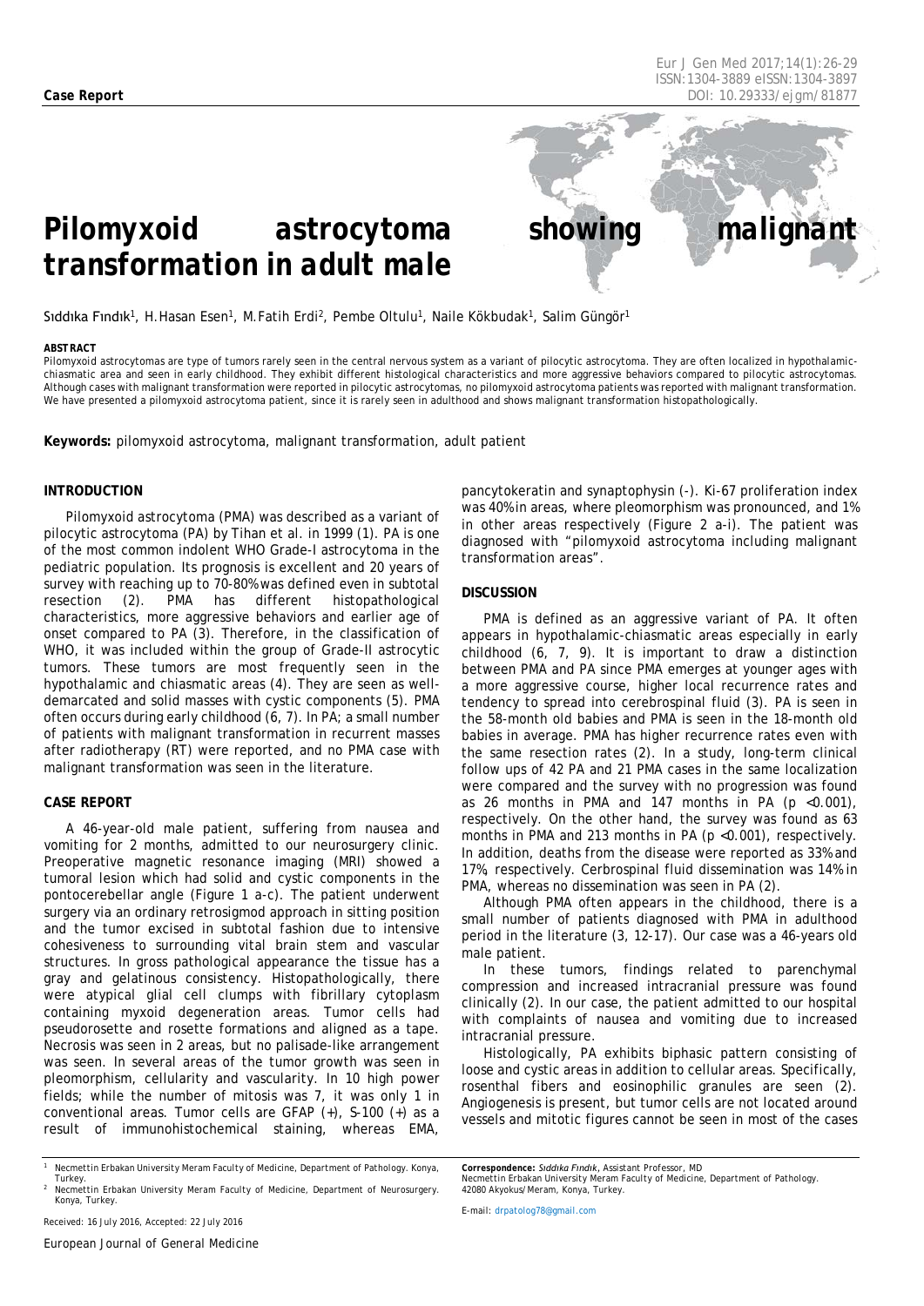**Case Report**

# Pilomyxoid astrocytoma showing malignant transformation in adult male

Sıddıka Fındık[1], H.Hasan Esen[1], M.Fatih Erdi[2], Pembe Oltulu[1], Naile Kökbudak[1], Salim Güngör[1]

**ABSTRACT**

Pilomyxoid astrocytomas are type of tumors rarely seen in the central nervous system as a variant of pilocytic astrocytoma. They are often localized in hypothalamic-chiasmatic area and seen in early childhood. They exhibit different histological characteristics and more aggressive behaviors compared to pilocytic astrocytomas. Although cases with malignant transformation were reported in pilocytic astrocytomas, no pilomyxoid astrocytoma patients was reported with malignant transformation. We have presented a pilomyxoid astrocytoma patient, since it is rarely seen in adulthood and shows malignant transformation histopathologically.

**Keywords:** pilomyxoid astrocytoma, malignant transformation, adult patient

## INTRODUCTION

Pilomyxoid astrocytoma (PMA) was described as a variant of pilocytic astrocytoma (PA) by Tihan et al. in 1999 (1). PA is one of the most common indolent WHO Grade-I astrocytoma in the pediatric population. Its prognosis is excellent and 20 years of survey with reaching up to 70-80% was defined even in subtotal resection (2). PMA has different histopathological characteristics, more aggressive behaviors and earlier age of onset compared to PA (3). Therefore, in the classification of WHO, it was included within the group of Grade-II astrocytic tumors. These tumors are most frequently seen in the hypothalamic and chiasmatic areas (4). They are seen as well-demarcated and solid masses with cystic components (5). PMA often occurs during early childhood (6, 7). In PA; a small number of patients with malignant transformation in recurrent masses after radiotherapy (RT) were reported, and no PMA case with malignant transformation was seen in the literature.

## CASE REPORT

A 46-year-old male patient, suffering from nausea and vomiting for 2 months, admitted to our neurosurgery clinic. Preoperative magnetic resonance imaging (MRI) showed a tumoral lesion which had solid and cystic components in the pontocerebellar angle (Figure 1 a-c). The patient underwent surgery via an ordinary retrosigmod approach in sitting position and the tumor excised in subtotal fashion due to intensive cohesiveness to surrounding vital brain stem and vascular structures. In gross pathological appearance the tissue has a gray and gelatinous consistency. Histopathologically, there were atypical glial cell clumps with fibrillary cytoplasm containing myxoid degeneration areas. Tumor cells had pseudorosette and rosette formations and aligned as a tape. Necrosis was seen in 2 areas, but no palisade-like arrangement was seen. In several areas of the tumor growth was seen in pleomorphism, cellularity and vascularity. In 10 high power fields; while the number of mitosis was 7, it was only 1 in conventional areas. Tumor cells are GFAP (+), S-100 (+) as a result of immunohistochemical staining, whereas EMA, pancytokeratin and synaptophysin (-). Ki-67 proliferation index was 40% in areas, where pleomorphism was pronounced, and 1% in other areas respectively (Figure 2 a-i). The patient was diagnosed with "pilomyxoid astrocytoma including malignant transformation areas".

## DISCUSSION

PMA is defined as an aggressive variant of PA. It often appears in hypothalamic-chiasmatic areas especially in early childhood (6, 7, 9). It is important to draw a distinction between PMA and PA since PMA emerges at younger ages with a more aggressive course, higher local recurrence rates and tendency to spread into cerebrospinal fluid (3). PA is seen in the 58-month old babies and PMA is seen in the 18-month old babies in average. PMA has higher recurrence rates even with the same resection rates (2). In a study, long-term clinical follow ups of 42 PA and 21 PMA cases in the same localization were compared and the survey with no progression was found as 26 months in PMA and 147 months in PA ($p < 0.001$), respectively. On the other hand, the survey was found as 63 months in PMA and 213 months in PA ($p < 0.001$), respectively. In addition, deaths from the disease were reported as 33% and 17%, respectively. Cerbrospinal fluid dissemination was 14% in PMA, whereas no dissemination was seen in PA (2).

Although PMA often appears in the childhood, there is a small number of patients diagnosed with PMA in adulthood period in the literature (3, 12-17). Our case was a 46-years old male patient.

In these tumors, findings related to parenchymal compression and increased intracranial pressure was found clinically (2). In our case, the patient admitted to our hospital with complaints of nausea and vomiting due to increased intracranial pressure.

Histologically, PA exhibits biphasic pattern consisting of loose and cystic areas in addition to cellular areas. Specifically, rosenthal fibers and eosinophilic granules are seen (2). Angiogenesis is present, but tumor cells are not located around vessels and mitotic figures cannot be seen in most of the cases

[1] Necmettin Erbakan University Meram Faculty of Medicine, Department of Pathology. Konya, Turkey.
[2] Necmettin Erbakan University Meram Faculty of Medicine, Department of Neurosurgery. Konya, Turkey.

Received: 16 July 2016, Accepted: 22 July 2016

**Correspondence:** Sıddıka Fındık, Assistant Professor, MD
Necmettin Erbakan University Meram Faculty of Medicine, Department of Pathology. 42080 Akyokus/Meram, Konya, Turkey.

E-mail: drpatolog78@gmail.com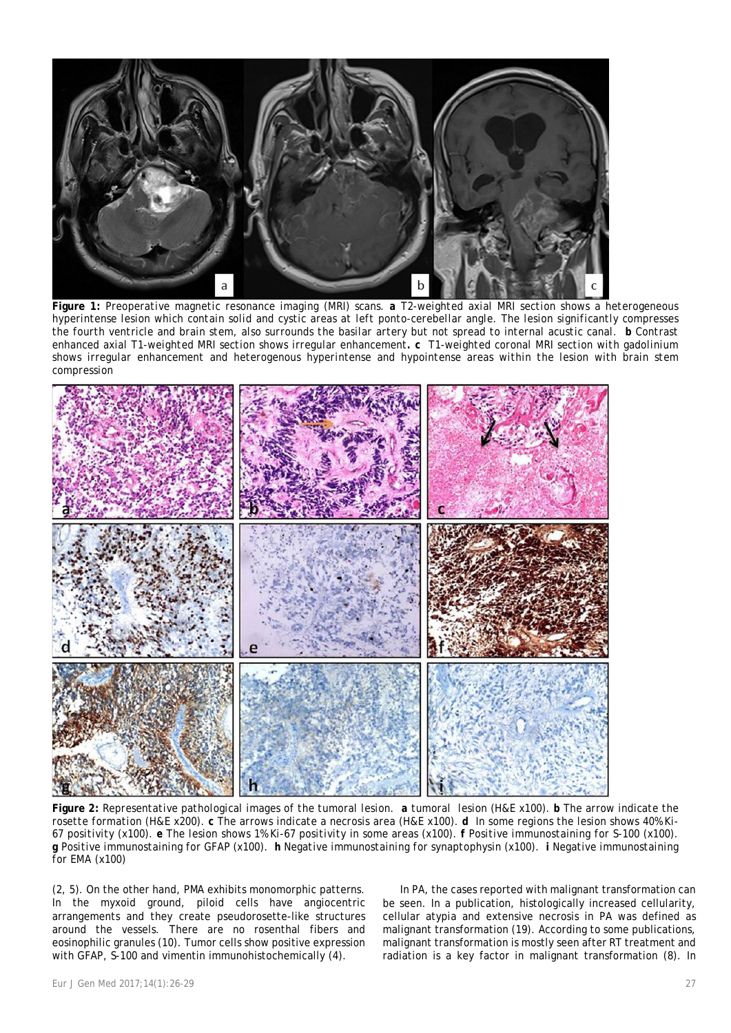**Figure 1:** Preoperative magnetic resonance imaging (MRI) scans. **a** T2-weighted axial MRI section shows a heterogeneous hyperintense lesion which contain solid and cystic areas at left ponto-cerebellar angle. The lesion significantly compresses the fourth ventricle and brain stem, also surrounds the basilar artery but not spread to internal acustic canal. **b** Contrast enhanced axial T1-weighted MRI section shows irregular enhancement**. c** T1-weighted coronal MRI section with gadolinium shows irregular enhancement and heterogenous hyperintense and hypointense areas within the lesion with brain stem compression

**Figure 2:** Representative pathological images of the tumoral lesion. **a** tumoral lesion (H&E x100). **b** The arrow indicate the rosette formation (H&E x200). **c** The arrows indicate a necrosis area (H&E x100). **d** In some regions the lesion shows 40% Ki-67 positivity (x100). **e** The lesion shows 1% Ki-67 positivity in some areas (x100). **f** Positive immunostaining for S-100 (x100). **g** Positive immunostaining for GFAP (x100). **h** Negative immunostaining for synaptophysin (x100). **i** Negative immunostaining for EMA (x100)

(2, 5). On the other hand, PMA exhibits monomorphic patterns. In the myxoid ground, piloid cells have angiocentric arrangements and they create pseudorosette-like structures around the vessels. There are no rosenthal fibers and eosinophilic granules (10). Tumor cells show positive expression with GFAP, S-100 and vimentin immunohistochemically (4).

In PA, the cases reported with malignant transformation can be seen. In a publication, histologically increased cellularity, cellular atypia and extensive necrosis in PA was defined as malignant transformation (19). According to some publications, malignant transformation is mostly seen after RT treatment and radiation is a key factor in malignant transformation (8). In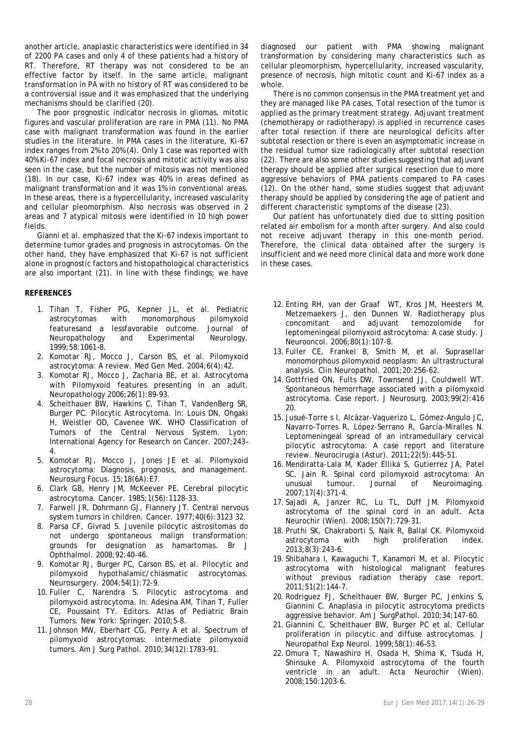another article, anaplastic characteristics were identified in 34 of 2200 PA cases and only 4 of these patients had a history of RT. Therefore, RT therapy was not considered to be an effective factor by itself. In the same article, malignant transformation in PA with no history of RT was considered to be a controversial issue and it was emphasized that the underlying mechanisms should be clarified (20).

The poor prognostic indicator necrosis in gliomas, mitotic figures and vascular proliferation are rare in PMA (11). No PMA case with malignant transformation was found in the earlier studies in the literature. In PMA cases in the literature, Ki-67 index ranges from 2% to 20% (4). Only 1 case was reported with 40% Ki-67 index and focal necrosis and mitotic activity was also seen in the case, but the number of mitosis was not mentioned (18). In our case, Ki-67 index was 40% in areas defined as malignant transformation and it was 1% in conventional areas. In these areas, there is a hypercellularity, increased vascularity and cellular pleomorphism. Also necrosis was observed in 2 areas and 7 atypical mitosis were identified in 10 high power fields.

Gianni et al. emphasized that the Ki-67 indexis important to determine tumor grades and prognosis in astrocytomas. On the other hand, they have emphasized that Ki-67 is not sufficient alone in prognostic factors and histopathological characteristics are also important (21). In line with these findings; we have diagnosed our patient with PMA showing malignant transformation by considering many characteristics such as cellular pleomorphism, hypercellularity, increased vascularity, presence of necrosis, high mitotic count and Ki-67 index as a whole.

There is no common consensus in the PMA treatment yet and they are managed like PA cases. Total resection of the tumor is applied as the primary treatment strategy. Adjuvant treatment (chemotherapy or radiotherapy) is applied in recurrence cases after total resection if there are neurological deficits after subtotal resection or there is even an asymptomatic increase in the residual tumor size radiologically after subtotal resection (22). There are also some other studies suggesting that adjuvant therapy should be applied after surgical resection due to more aggressive behaviors of PMA patients compared to PA cases (12). On the other hand, some studies suggest that adjuvant therapy should be applied by considering the age of patient and different characteristic symptoms of the disease (23).

Our patient has unfortunately died due to sitting position related air embolism for a month after surgery. And also could not receive adjuvant therapy in this one-month period. Therefore, the clinical data obtained after the surgery is insufficient and we need more clinical data and more work done in these cases.

**REFERENCES**

1. Tihan T, Fisher PG, Kepner JL, et al. Pediatric astrocytomas with monomorphous pilomyxoid featuresand a lessfavorable outcome. Journal of Neuropathology and Experimental Neurology. 1999;58:1061–8.
2. Komotar RJ, Mocco J, Carson BS, et al. Pilomyxoid astrocytoma: A review. Med Gen Med. 2004;6(4):42.
3. Komotar RJ, Mocco J, Zacharia BE, et al. Astrocytoma with Pilomyxoid features presenting in an adult. Neuropathology 2006;26(1):89-93.
4. Scheithauer BW, Hawkins C, Tihan T, VandenBerg SR, Burger PC. Pilocytic Astrocytoma. In: Louis DN, Ohgaki H, Weistler OD, Cavenee WK. WHO Classification of Tumors of the Central Nervous System. Lyon: International Agency for Research on Cancer. 2007;243–4.
5. Komotar RJ, Mocco J, Jones JE et al. Pilomyxoid astrocytoma: Diagnosis, prognosis, and management. Neurosurg Focus. 15;18(6A):E7.
6. Clark GB, Henry JM, McKeever PE. Cerebral pilocytic astrocytoma. Cancer. 1985;1(56):1128-33.
7. Farwell JR, Dohrmann GJ, Flannery JT. Central nervous system tumors in children. Cancer. 1977;40(6):3123 32.
8. Parsa CF, Givrad S. Juvenile pilocytic astrositomas do not undergo spontaneous malign transformation: grounds for designation as hamartomas. Br J Ophthalmol. 2008;92:40-46.
9. Komotar RJ, Burger PC, Carson BS, et al. Pilocytic and pilomyxoid hypothalamic/chiasmatic astrocytomas. Neurosurgery. 2004;54(1):72-9.
10. Fuller C, Narendra S. Pilocytic astrocytoma and pilomyxoid astrocytoma. In: Adesina AM, Tihan T, Fuller CE, Poussaint TY. Editors. Atlas of Pediatric Brain Tumors. New York: Springer. 2010;5-8.
11. Johnson MW, Eberhart CG, Perry A et al. Spectrum of pilomyxoid astrocytomas: Intermediate pilomyxoid tumors. Am J Surg Pathol. 2010;34(12):1783–91.
12. Enting RH, van der Graaf WT, Kros JM, Heesters M, Metzemaekers J, den Dunnen W. Radiotherapy plus concomitant and adjuvant temozolomide for leptomeningeal pilomyxoid astrocytoma: A case study. J Neurooncol. 2006;80(1):107-8.
13. Fuller CE, Frankel B, Smith M, et al. Suprasellar monomorphous pilomyxoid neoplasm: An ultrastructural analysis. Clin Neuropathol. 2001;20:256-62.
14. Gottfried ON, Fults DW, Townsend JJ, Couldwell WT. Spontaneous hemorrhage associated with a pilomyxoid astrocytoma. Case report. J Neurosurg. 2003;99(2):416 20.
15. Jusué-Torre s I, Alcázar-Vaquerizo L, Gómez-Angulo JC, Navarro-Torres R, López-Serrano R, García-Miralles N. Leptomeningeal spread of an intramedullary cervical pilocytic astrocytoma: A case report and literature review. Neurocirugia (Astur). 2011;22(5):445-51.
16. Mendiratta-Lala M, Kader Ellika S, Gutierrez JA, Patel SC, Jain R. Spinal cord pilomyxoid astrocytoma: An unusual tumour. Journal of Neuroimaging. 2007;17(4):371-4.
17. Sajadi A, Janzer RC, Lu TL, Duff JM. Pilomyxoid astrocytoma of the spinal cord in an adult. Acta Neurochir (Wien). 2008;150(7):729-31.
18. Pruthi SK, Chakraborti S, Naik R, Ballal CK. Pilomyxoid astrocytoma with high proliferation index. 2013;8(3):243-6.
19. Shibahara I, Kawaguchi T, Kanamori M, et al. Pilocytic astrocytoma with histological malignant features without previous radiation therapy case report. 2011;51(2):144-7.
20. Rodriguez FJ, Scheithauer BW, Burger PC, Jenkins S, Giannini C. Anaplasia in pilocytic astrocytoma predicts aggressive behavior. Am J SurgPathol. 2010;34;147-60.
21. Giannini C, Scheithauer BW, Burger PC et al. Cellular proliferation in pilocytic and diffuse astrocytomas. J Neuropathol Exp Neurol. 1999;58(1):46–53.
22. Omura T, Nawashiro H, Osada H, Shima K, Tsuda H, Shinsuke A. Pilomyxoid astrocytoma of the fourth ventricle in an adult. Acta Neurochir (Wien). 2008;150:1203-6.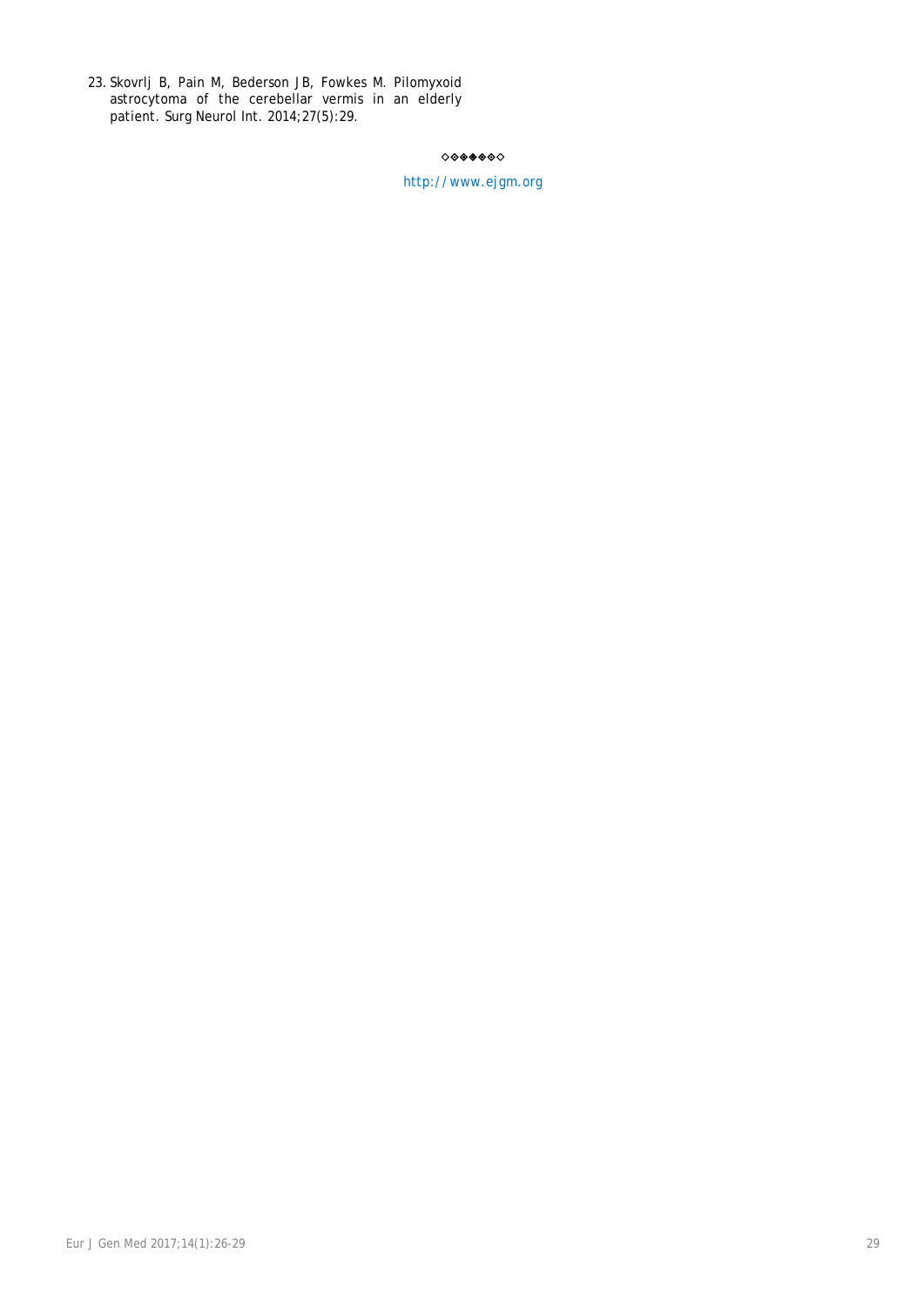23. Skovrlj B, Pain M, Bederson JB, Fowkes M. Pilomyxoid astrocytoma of the cerebellar vermis in an elderly patient. Surg Neurol Int. 2014;27(5):29.

◊◊◊◊◊◊◊

http://www.ejgm.org